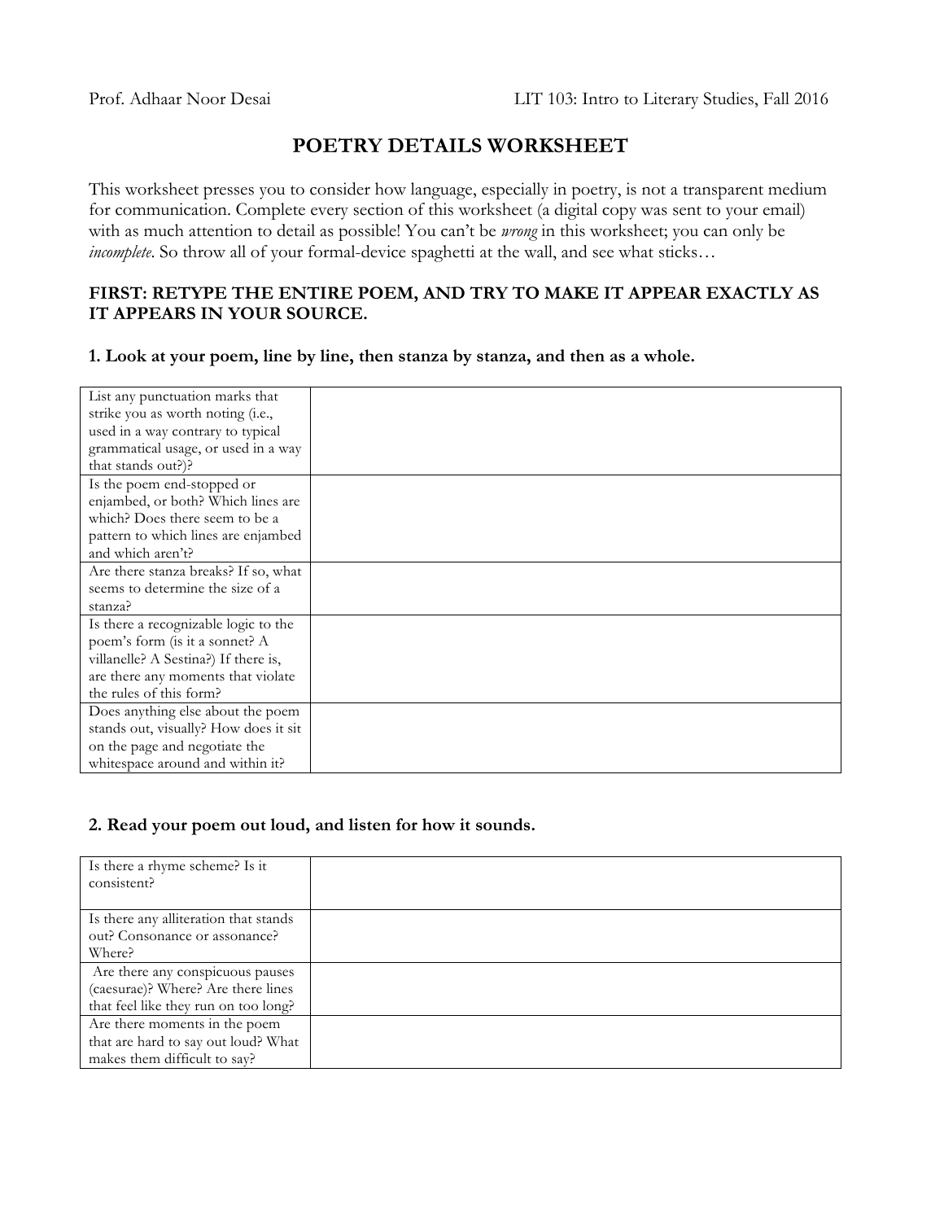Prof. Adhaar Noor Desai LIT 103: Intro to Literary Studies, Fall 2016

# POETRY DETAILS WORKSHEET

This worksheet presses you to consider how language, especially in poetry, is not a transparent medium for communication. Complete every section of this worksheet (a digital copy was sent to your email) with as much attention to detail as possible! You can't be ***wrong*** in this worksheet; you can only be *incomplete*. So throw all of your formal-device spaghetti at the wall, and see what sticks…

**FIRST: RETYPE THE ENTIRE POEM, AND TRY TO MAKE IT APPEAR EXACTLY AS IT APPEARS IN YOUR SOURCE.**

### 1. Look at your poem, line by line, then stanza by stanza, and then as a whole.

| | |
|---|---|
| List any punctuation marks that strike you as worth noting (i.e., used in a way contrary to typical grammatical usage, or used in a way that stands out?)? | |
| Is the poem end-stopped or enjambed, or both? Which lines are which? Does there seem to be a pattern to which lines are enjambed and which aren't? | |
| Are there stanza breaks? If so, what seems to determine the size of a stanza? | |
| Is there a recognizable logic to the poem's form (is it a sonnet? A villanelle? A Sestina?) If there is, are there any moments that violate the rules of this form? | |
| Does anything else about the poem stands out, visually? How does it sit on the page and negotiate the whitespace around and within it? | |

### 2. Read your poem out loud, and listen for how it sounds.

| | |
|---|---|
| Is there a rhyme scheme? Is it consistent? | |
| Is there any alliteration that stands out? Consonance or assonance? Where? | |
| Are there any conspicuous pauses (caesurae)? Where? Are there lines that feel like they run on too long? | |
| Are there moments in the poem that are hard to say out loud? What makes them difficult to say? | |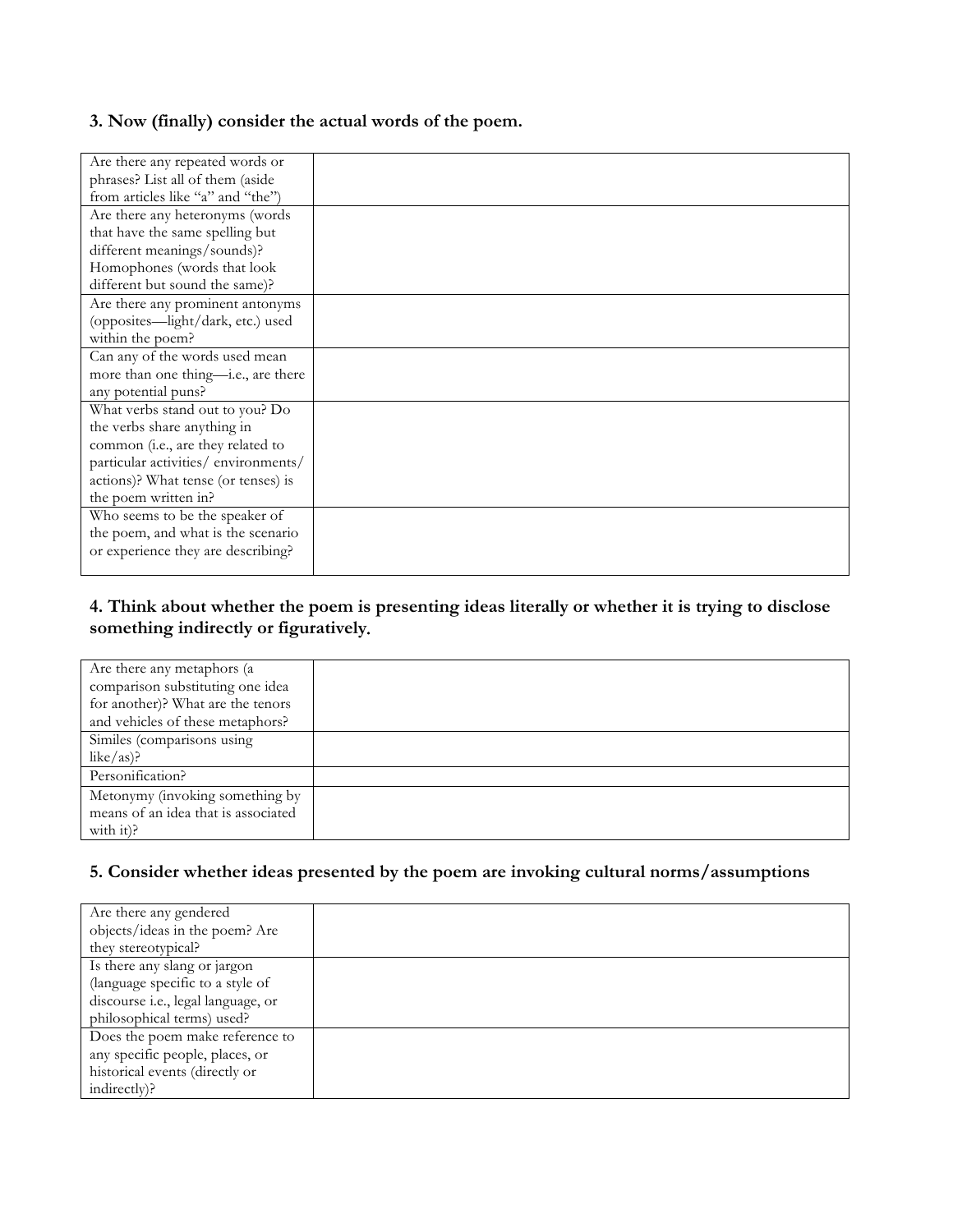### 3. Now (finally) consider the actual words of the poem.

| | |
|---|---|
| Are there any repeated words or phrases? List all of them (aside from articles like "a" and "the") | |
| Are there any heteronyms (words that have the same spelling but different meanings/sounds)? Homophones (words that look different but sound the same)? | |
| Are there any prominent antonyms (opposites—light/dark, etc.) used within the poem? | |
| Can any of the words used mean more than one thing—i.e., are there any potential puns? | |
| What verbs stand out to you? Do the verbs share anything in common (i.e., are they related to particular activities/ environments/ actions)? What tense (or tenses) is the poem written in? | |
| Who seems to be the speaker of the poem, and what is the scenario or experience they are describing? | |

### 4. Think about whether the poem is presenting ideas literally or whether it is trying to disclose something indirectly or figuratively.

| | |
|---|---|
| Are there any metaphors (a comparison substituting one idea for another)? What are the tenors and vehicles of these metaphors? | |
| Similes (comparisons using like/as)? | |
| Personification? | |
| Metonymy (invoking something by means of an idea that is associated with it)? | |

### 5. Consider whether ideas presented by the poem are invoking cultural norms/assumptions

| | |
|---|---|
| Are there any gendered objects/ideas in the poem? Are they stereotypical? | |
| Is there any slang or jargon (language specific to a style of discourse i.e., legal language, or philosophical terms) used? | |
| Does the poem make reference to any specific people, places, or historical events (directly or indirectly)? | |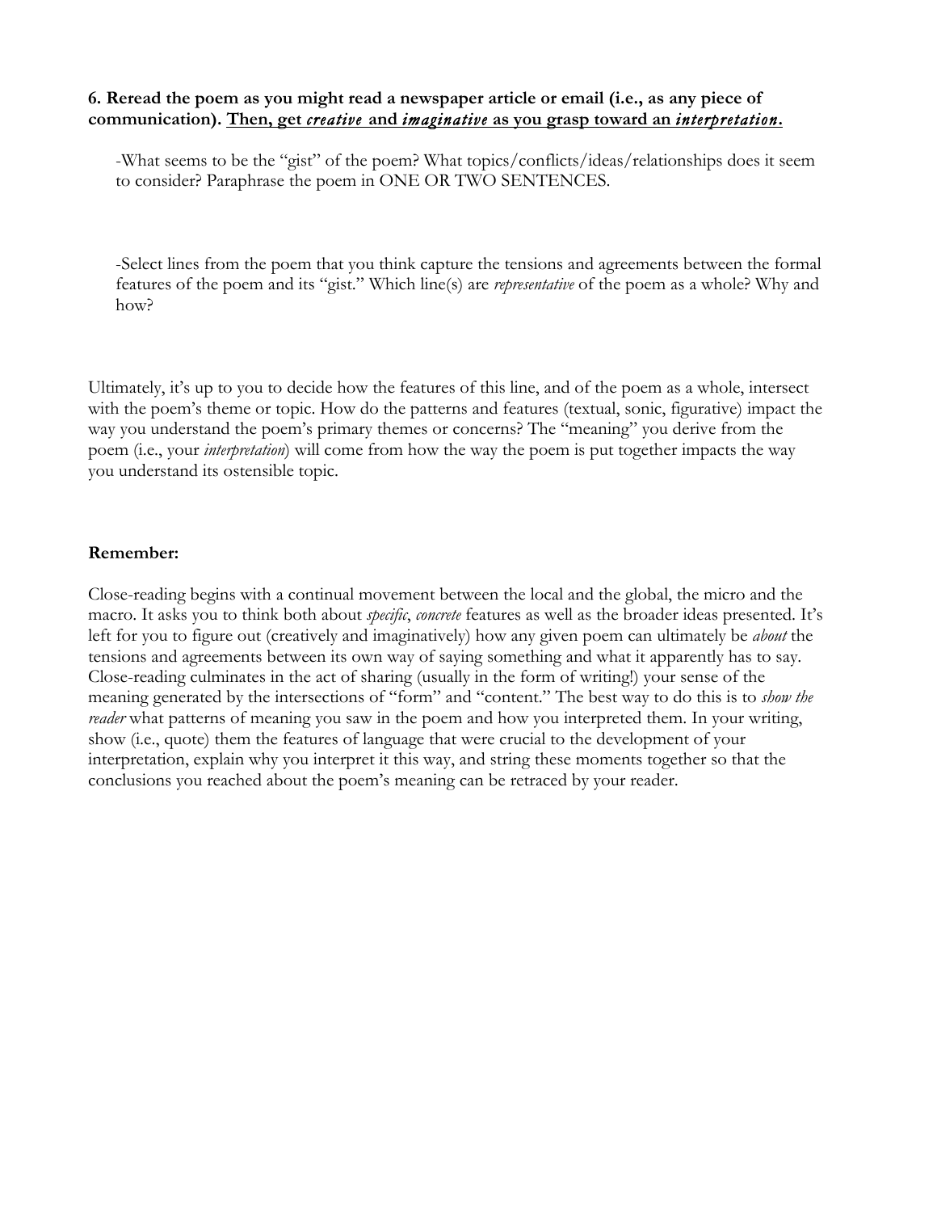**6. Reread the poem as you might read a newspaper article or email (i.e., as any piece of communication). <u>Then, get *creative* and *imaginative* as you grasp toward an *interpretation*.</u>**

-What seems to be the "gist" of the poem? What topics/conflicts/ideas/relationships does it seem to consider? Paraphrase the poem in ONE OR TWO SENTENCES.

-Select lines from the poem that you think capture the tensions and agreements between the formal features of the poem and its "gist." Which line(s) are *representative* of the poem as a whole? Why and how?

Ultimately, it's up to you to decide how the features of this line, and of the poem as a whole, intersect with the poem's theme or topic. How do the patterns and features (textual, sonic, figurative) impact the way you understand the poem's primary themes or concerns? The "meaning" you derive from the poem (i.e., your *interpretation*) will come from how the way the poem is put together impacts the way you understand its ostensible topic.

**Remember:**

Close-reading begins with a continual movement between the local and the global, the micro and the macro. It asks you to think both about *specific*, *concrete* features as well as the broader ideas presented. It's left for you to figure out (creatively and imaginatively) how any given poem can ultimately be *about* the tensions and agreements between its own way of saying something and what it apparently has to say. Close-reading culminates in the act of sharing (usually in the form of writing!) your sense of the meaning generated by the intersections of "form" and "content." The best way to do this is to *show the reader* what patterns of meaning you saw in the poem and how you interpreted them. In your writing, show (i.e., quote) them the features of language that were crucial to the development of your interpretation, explain why you interpret it this way, and string these moments together so that the conclusions you reached about the poem's meaning can be retraced by your reader.